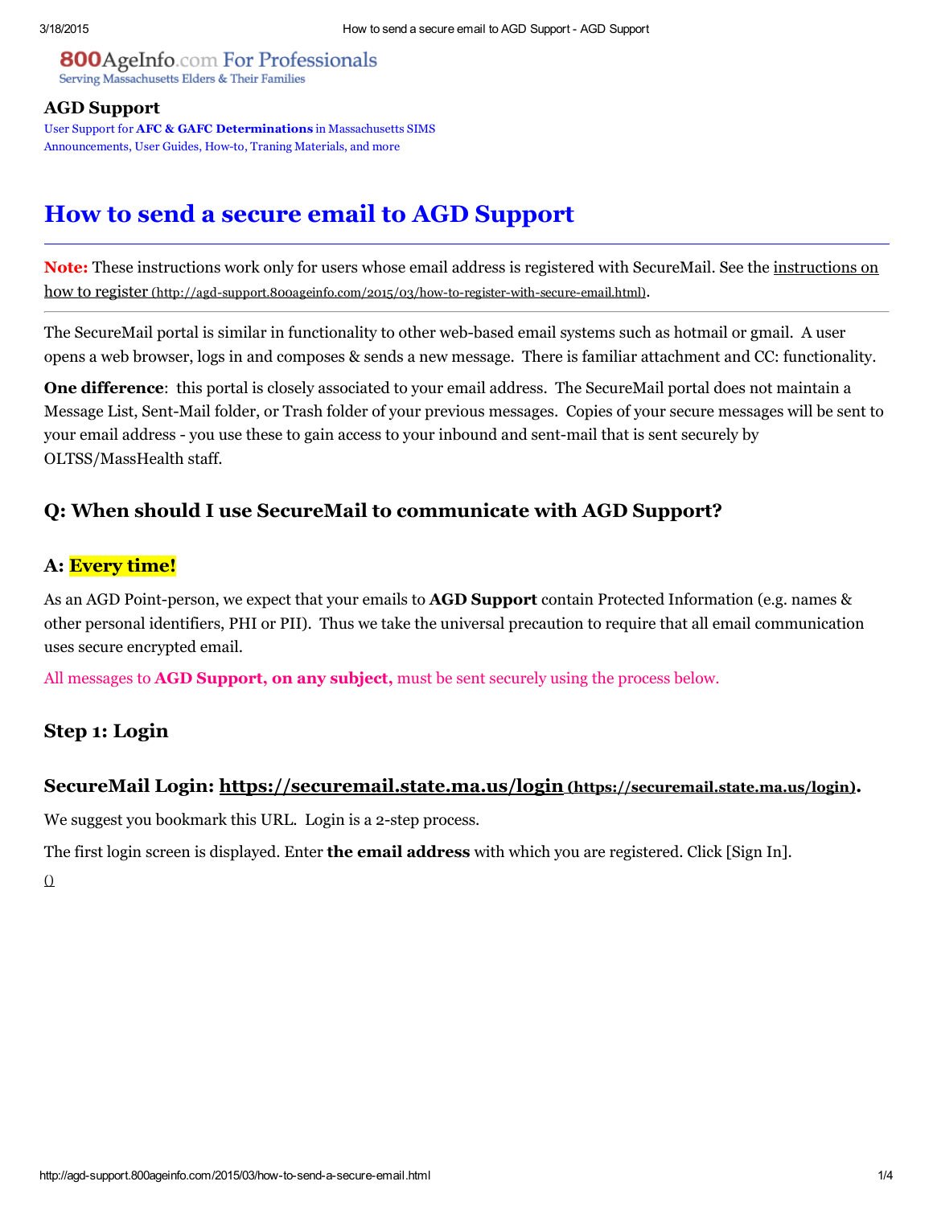800AgeInfo.com For Professionals
Serving Massachusetts Elders & Their Families

**AGD Support**

User Support for **AFC & GAFC Determinations** in Massachusetts SIMS
Announcements, User Guides, How-to, Traning Materials, and more

# How to send a secure email to AGD Support

---

**Note:** These instructions work only for users whose email address is registered with SecureMail. See the instructions on how to register (http://agd-support.800ageinfo.com/2015/03/how-to-register-with-secure-email.html).

---

The SecureMail portal is similar in functionality to other web-based email systems such as hotmail or gmail. A user opens a web browser, logs in and composes & sends a new message. There is familiar attachment and CC: functionality.

**One difference**: this portal is closely associated to your email address. The SecureMail portal does not maintain a Message List, Sent-Mail folder, or Trash folder of your previous messages. Copies of your secure messages will be sent to your email address - you use these to gain access to your inbound and sent-mail that is sent securely by OLTSS/MassHealth staff.

### Q: When should I use SecureMail to communicate with AGD Support?

### A: Every time!

As an AGD Point-person, we expect that your emails to **AGD Support** contain Protected Information (e.g. names & other personal identifiers, PHI or PII). Thus we take the universal precaution to require that all email communication uses secure encrypted email.

All messages to **AGD Support, on any subject,** must be sent securely using the process below.

### Step 1: Login

### SecureMail Login: https://securemail.state.ma.us/login (https://securemail.state.ma.us/login).

We suggest you bookmark this URL. Login is a 2-step process.

The first login screen is displayed. Enter **the email address** with which you are registered. Click [Sign In].

()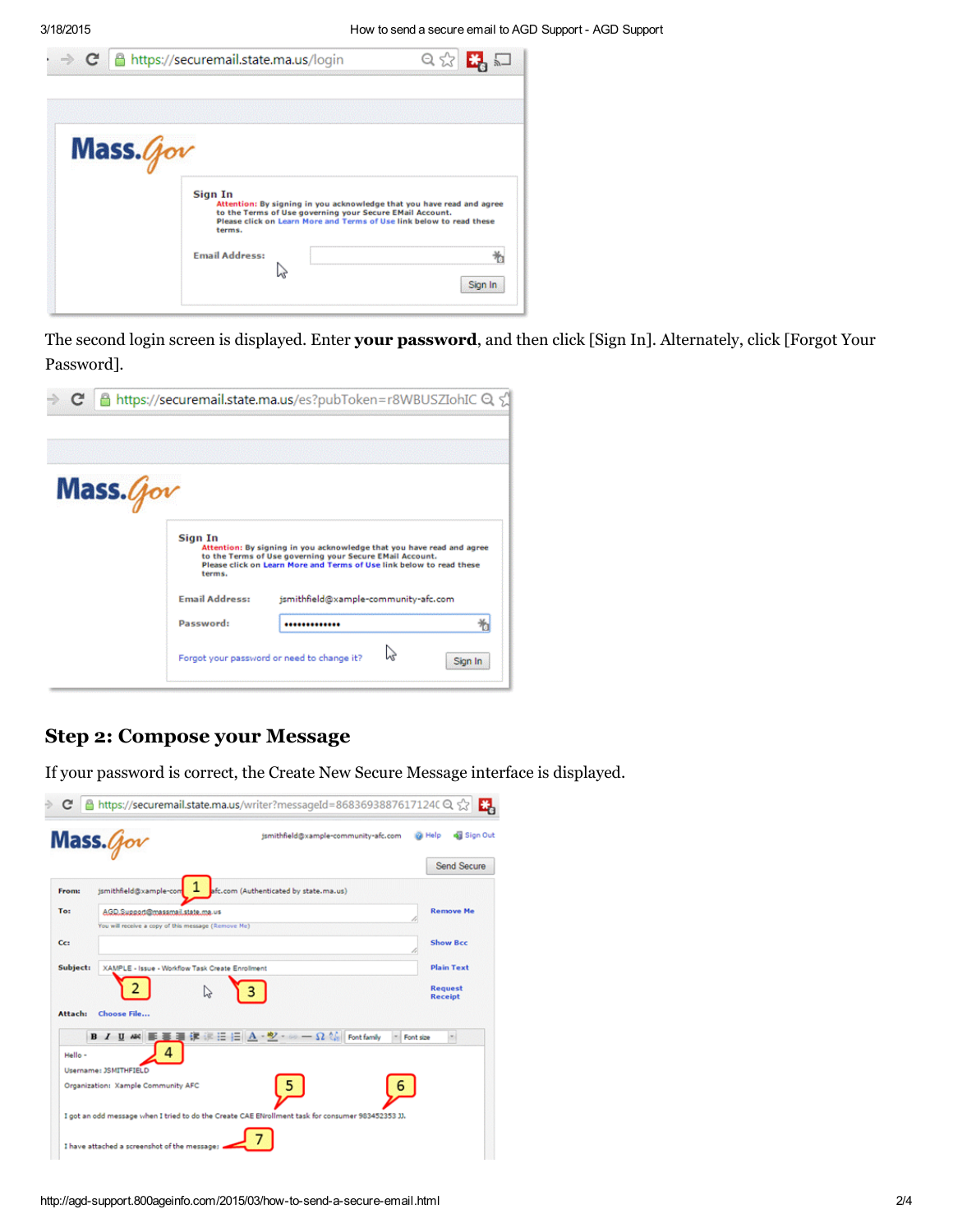The second login screen is displayed. Enter **your password**, and then click [Sign In]. Alternately, click [Forgot Your Password].

## Step 2: Compose your Message

If your password is correct, the Create New Secure Message interface is displayed.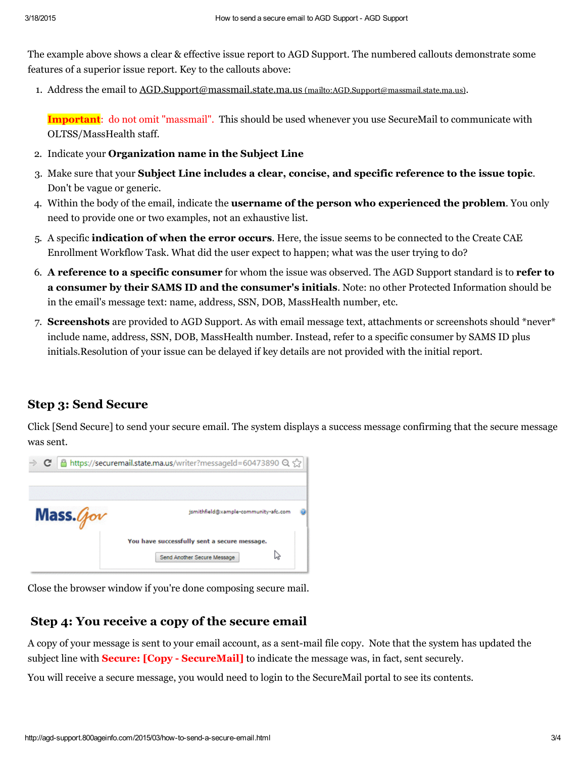The example above shows a clear & effective issue report to AGD Support. The numbered callouts demonstrate some features of a superior issue report. Key to the callouts above:

1. Address the email to AGD.Support@massmail.state.ma.us (mailto:AGD.Support@massmail.state.ma.us).

   **Important**: do not omit "massmail". This should be used whenever you use SecureMail to communicate with OLTSS/MassHealth staff.

2. Indicate your **Organization name in the Subject Line**
3. Make sure that your **Subject Line includes a clear, concise, and specific reference to the issue topic**. Don't be vague or generic.
4. Within the body of the email, indicate the **username of the person who experienced the problem**. You only need to provide one or two examples, not an exhaustive list.
5. A specific **indication of when the error occurs**. Here, the issue seems to be connected to the Create CAE Enrollment Workflow Task. What did the user expect to happen; what was the user trying to do?
6. **A reference to a specific consumer** for whom the issue was observed. The AGD Support standard is to **refer to a consumer by their SAMS ID and the consumer's initials**. Note: no other Protected Information should be in the email's message text: name, address, SSN, DOB, MassHealth number, etc.
7. **Screenshots** are provided to AGD Support. As with email message text, attachments or screenshots should *never* include name, address, SSN, DOB, MassHealth number. Instead, refer to a specific consumer by SAMS ID plus initials.Resolution of your issue can be delayed if key details are not provided with the initial report.

## Step 3: Send Secure

Click [Send Secure] to send your secure email. The system displays a success message confirming that the secure message was sent.

Close the browser window if you're done composing secure mail.

## Step 4: You receive a copy of the secure email

A copy of your message is sent to your email account, as a sent-mail file copy. Note that the system has updated the subject line with **Secure: [Copy - SecureMail]** to indicate the message was, in fact, sent securely.

You will receive a secure message, you would need to login to the SecureMail portal to see its contents.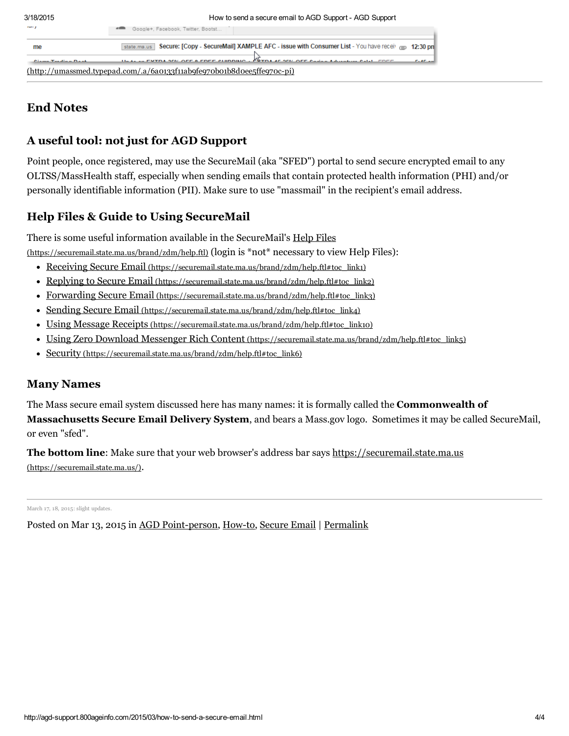(http://umassmed.typepad.com/.a/6a0133f11ab9fe970b01b8d0ee5ffe970c-pi)

---

## End Notes

### A useful tool: not just for AGD Support

Point people, once registered, may use the SecureMail (aka "SFED") portal to send secure encrypted email to any OLTSS/MassHealth staff, especially when sending emails that contain protected health information (PHI) and/or personally identifiable information (PII). Make sure to use "massmail" in the recipient's email address.

### Help Files & Guide to Using SecureMail

There is some useful information available in the SecureMail's Help Files (https://securemail.state.ma.us/brand/zdm/help.ftl) (login is *not* necessary to view Help Files):

- Receiving Secure Email (https://securemail.state.ma.us/brand/zdm/help.ftl#toc_link1)
- Replying to Secure Email (https://securemail.state.ma.us/brand/zdm/help.ftl#toc_link2)
- Forwarding Secure Email (https://securemail.state.ma.us/brand/zdm/help.ftl#toc_link3)
- Sending Secure Email (https://securemail.state.ma.us/brand/zdm/help.ftl#toc_link4)
- Using Message Receipts (https://securemail.state.ma.us/brand/zdm/help.ftl#toc_link10)
- Using Zero Download Messenger Rich Content (https://securemail.state.ma.us/brand/zdm/help.ftl#toc_link5)
- Security (https://securemail.state.ma.us/brand/zdm/help.ftl#toc_link6)

### Many Names

The Mass secure email system discussed here has many names: it is formally called the **Commonwealth of Massachusetts Secure Email Delivery System**, and bears a Mass.gov logo. Sometimes it may be called SecureMail, or even "sfed".

**The bottom line**: Make sure that your web browser's address bar says https://securemail.state.ma.us (https://securemail.state.ma.us/).

---

March 17, 18, 2015: slight updates.

Posted on Mar 13, 2015 in AGD Point-person, How-to, Secure Email | Permalink